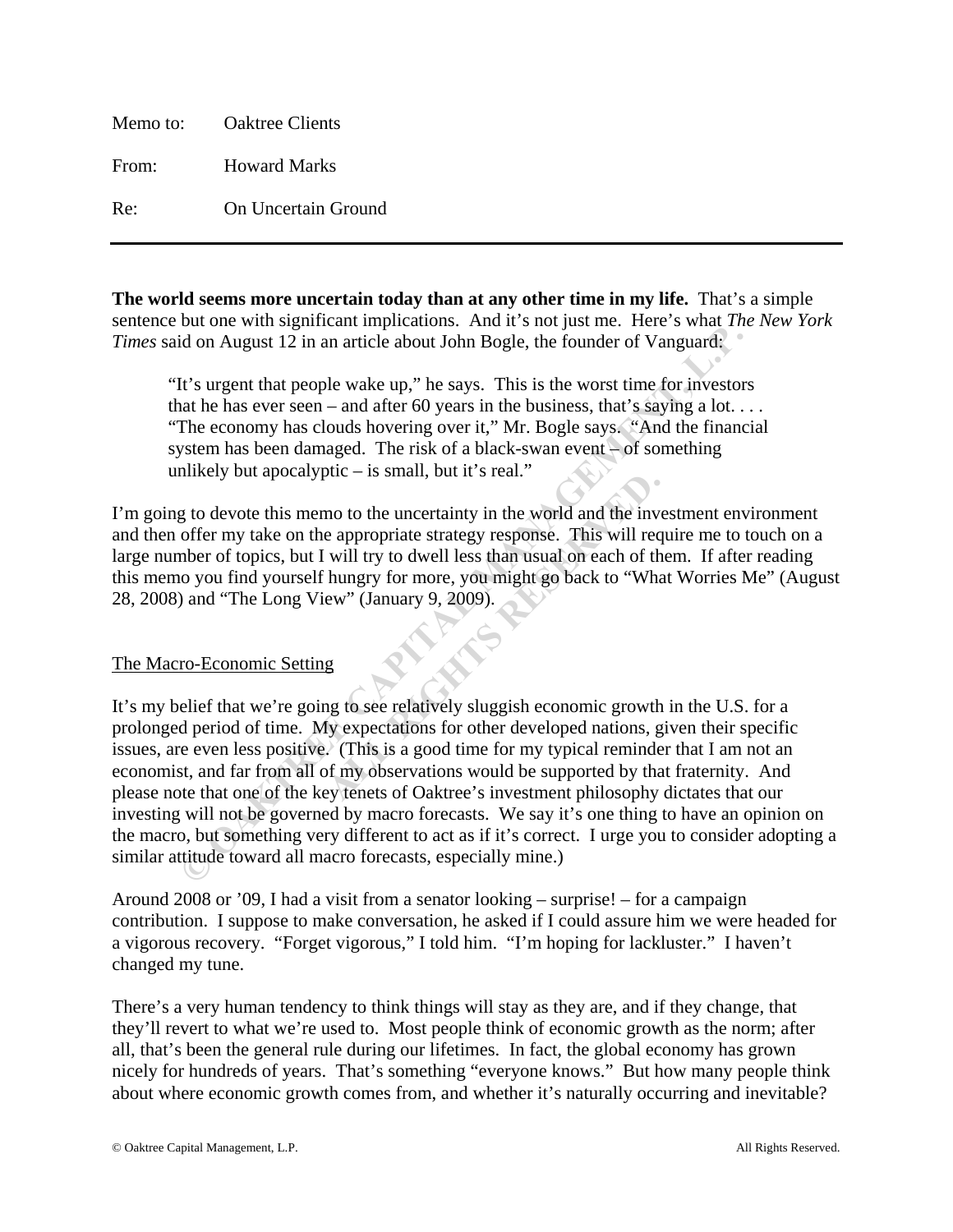Memo to: Oaktree Clients

From: Howard Marks

Re: On Uncertain Ground

---

**The world seems more uncertain today than at any other time in my life.** That's a simple sentence but one with significant implications. And it's not just me. Here's what *The New York Times* said on August 12 in an article about John Bogle, the founder of Vanguard:

> "It's urgent that people wake up," he says. This is the worst time for investors that he has ever seen – and after 60 years in the business, that's saying a lot. . . . "The economy has clouds hovering over it," Mr. Bogle says. "And the financial system has been damaged. The risk of a black-swan event – of something unlikely but apocalyptic – is small, but it's real."

I'm going to devote this memo to the uncertainty in the world and the investment environment and then offer my take on the appropriate strategy response. This will require me to touch on a large number of topics, but I will try to dwell less than usual on each of them. If after reading this memo you find yourself hungry for more, you might go back to "What Worries Me" (August 28, 2008) and "The Long View" (January 9, 2009).

## The Macro-Economic Setting

It's my belief that we're going to see relatively sluggish economic growth in the U.S. for a prolonged period of time. My expectations for other developed nations, given their specific issues, are even less positive. (This is a good time for my typical reminder that I am not an economist, and far from all of my observations would be supported by that fraternity. And please note that one of the key tenets of Oaktree's investment philosophy dictates that our investing will not be governed by macro forecasts. We say it's one thing to have an opinion on the macro, but something very different to act as if it's correct. I urge you to consider adopting a similar attitude toward all macro forecasts, especially mine.)

Around 2008 or '09, I had a visit from a senator looking – surprise! – for a campaign contribution. I suppose to make conversation, he asked if I could assure him we were headed for a vigorous recovery. "Forget vigorous," I told him. "I'm hoping for lackluster." I haven't changed my tune.

There's a very human tendency to think things will stay as they are, and if they change, that they'll revert to what we're used to. Most people think of economic growth as the norm; after all, that's been the general rule during our lifetimes. In fact, the global economy has grown nicely for hundreds of years. That's something "everyone knows." But how many people think about where economic growth comes from, and whether it's naturally occurring and inevitable?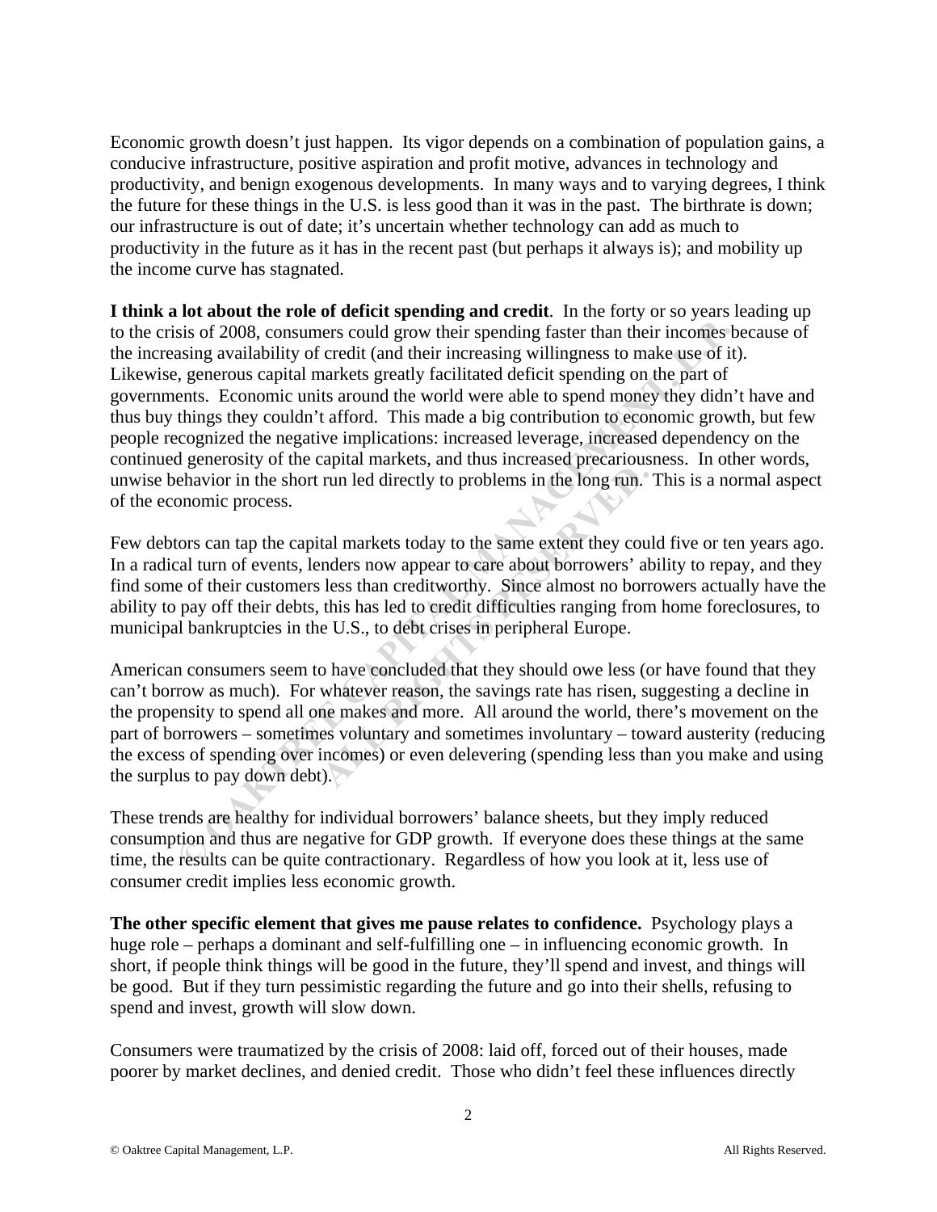Economic growth doesn't just happen. Its vigor depends on a combination of population gains, a conducive infrastructure, positive aspiration and profit motive, advances in technology and productivity, and benign exogenous developments. In many ways and to varying degrees, I think the future for these things in the U.S. is less good than it was in the past. The birthrate is down; our infrastructure is out of date; it's uncertain whether technology can add as much to productivity in the future as it has in the recent past (but perhaps it always is); and mobility up the income curve has stagnated.

**I think a lot about the role of deficit spending and credit**. In the forty or so years leading up to the crisis of 2008, consumers could grow their spending faster than their incomes because of the increasing availability of credit (and their increasing willingness to make use of it). Likewise, generous capital markets greatly facilitated deficit spending on the part of governments. Economic units around the world were able to spend money they didn't have and thus buy things they couldn't afford. This made a big contribution to economic growth, but few people recognized the negative implications: increased leverage, increased dependency on the continued generosity of the capital markets, and thus increased precariousness. In other words, unwise behavior in the short run led directly to problems in the long run. This is a normal aspect of the economic process.

Few debtors can tap the capital markets today to the same extent they could five or ten years ago. In a radical turn of events, lenders now appear to care about borrowers' ability to repay, and they find some of their customers less than creditworthy. Since almost no borrowers actually have the ability to pay off their debts, this has led to credit difficulties ranging from home foreclosures, to municipal bankruptcies in the U.S., to debt crises in peripheral Europe.

American consumers seem to have concluded that they should owe less (or have found that they can't borrow as much). For whatever reason, the savings rate has risen, suggesting a decline in the propensity to spend all one makes and more. All around the world, there's movement on the part of borrowers – sometimes voluntary and sometimes involuntary – toward austerity (reducing the excess of spending over incomes) or even delevering (spending less than you make and using the surplus to pay down debt).

These trends are healthy for individual borrowers' balance sheets, but they imply reduced consumption and thus are negative for GDP growth. If everyone does these things at the same time, the results can be quite contractionary. Regardless of how you look at it, less use of consumer credit implies less economic growth.

**The other specific element that gives me pause relates to confidence.** Psychology plays a huge role – perhaps a dominant and self-fulfilling one – in influencing economic growth. In short, if people think things will be good in the future, they'll spend and invest, and things will be good. But if they turn pessimistic regarding the future and go into their shells, refusing to spend and invest, growth will slow down.

Consumers were traumatized by the crisis of 2008: laid off, forced out of their houses, made poorer by market declines, and denied credit. Those who didn't feel these influences directly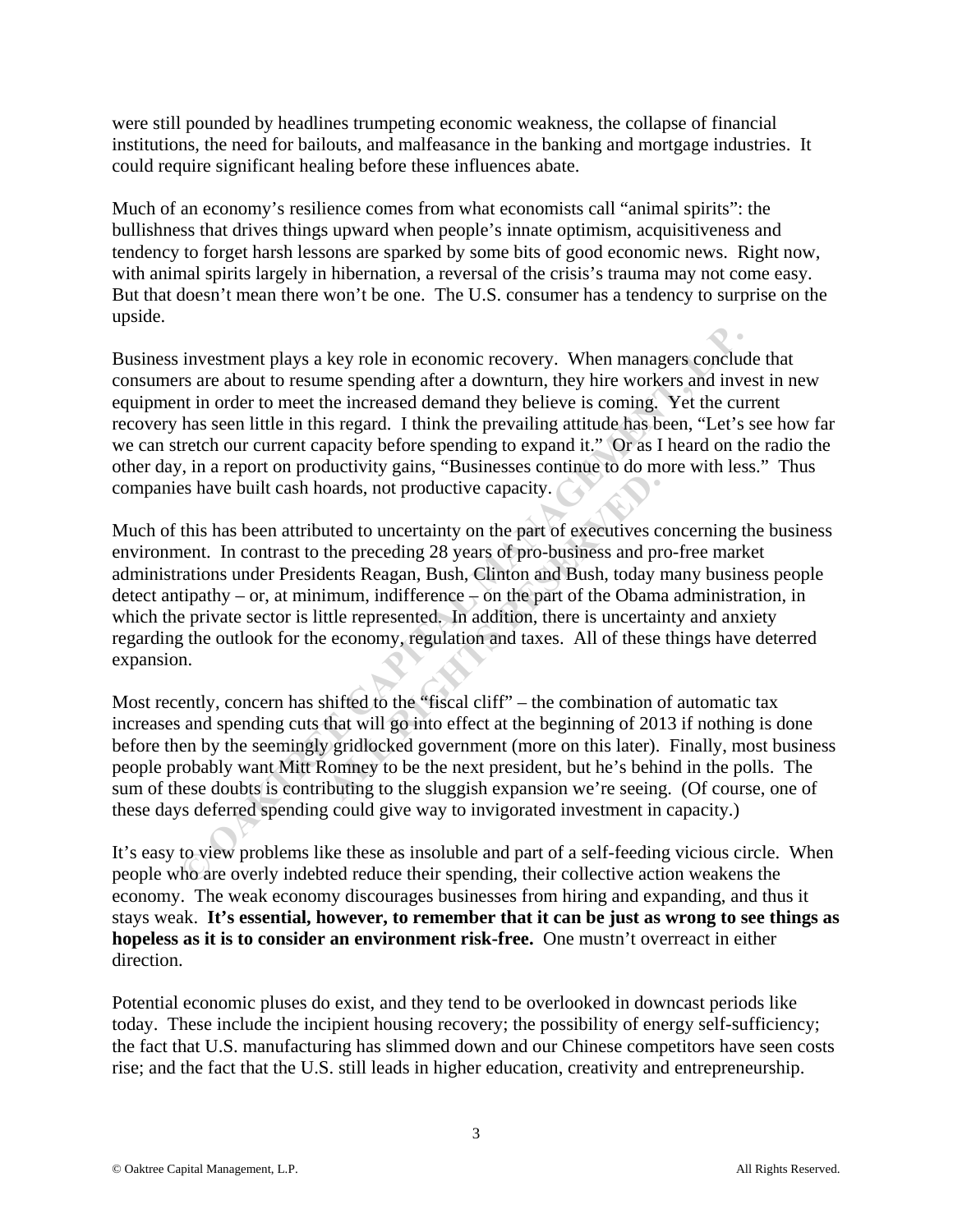were still pounded by headlines trumpeting economic weakness, the collapse of financial institutions, the need for bailouts, and malfeasance in the banking and mortgage industries. It could require significant healing before these influences abate.

Much of an economy's resilience comes from what economists call "animal spirits": the bullishness that drives things upward when people's innate optimism, acquisitiveness and tendency to forget harsh lessons are sparked by some bits of good economic news. Right now, with animal spirits largely in hibernation, a reversal of the crisis's trauma may not come easy. But that doesn't mean there won't be one. The U.S. consumer has a tendency to surprise on the upside.

Business investment plays a key role in economic recovery. When managers conclude that consumers are about to resume spending after a downturn, they hire workers and invest in new equipment in order to meet the increased demand they believe is coming. Yet the current recovery has seen little in this regard. I think the prevailing attitude has been, "Let's see how far we can stretch our current capacity before spending to expand it." Or as I heard on the radio the other day, in a report on productivity gains, "Businesses continue to do more with less." Thus companies have built cash hoards, not productive capacity.

Much of this has been attributed to uncertainty on the part of executives concerning the business environment. In contrast to the preceding 28 years of pro-business and pro-free market administrations under Presidents Reagan, Bush, Clinton and Bush, today many business people detect antipathy – or, at minimum, indifference – on the part of the Obama administration, in which the private sector is little represented. In addition, there is uncertainty and anxiety regarding the outlook for the economy, regulation and taxes. All of these things have deterred expansion.

Most recently, concern has shifted to the "fiscal cliff" – the combination of automatic tax increases and spending cuts that will go into effect at the beginning of 2013 if nothing is done before then by the seemingly gridlocked government (more on this later). Finally, most business people probably want Mitt Romney to be the next president, but he's behind in the polls. The sum of these doubts is contributing to the sluggish expansion we're seeing. (Of course, one of these days deferred spending could give way to invigorated investment in capacity.)

It's easy to view problems like these as insoluble and part of a self-feeding vicious circle. When people who are overly indebted reduce their spending, their collective action weakens the economy. The weak economy discourages businesses from hiring and expanding, and thus it stays weak. **It's essential, however, to remember that it can be just as wrong to see things as hopeless as it is to consider an environment risk-free.** One mustn't overreact in either direction.

Potential economic pluses do exist, and they tend to be overlooked in downcast periods like today. These include the incipient housing recovery; the possibility of energy self-sufficiency; the fact that U.S. manufacturing has slimmed down and our Chinese competitors have seen costs rise; and the fact that the U.S. still leads in higher education, creativity and entrepreneurship.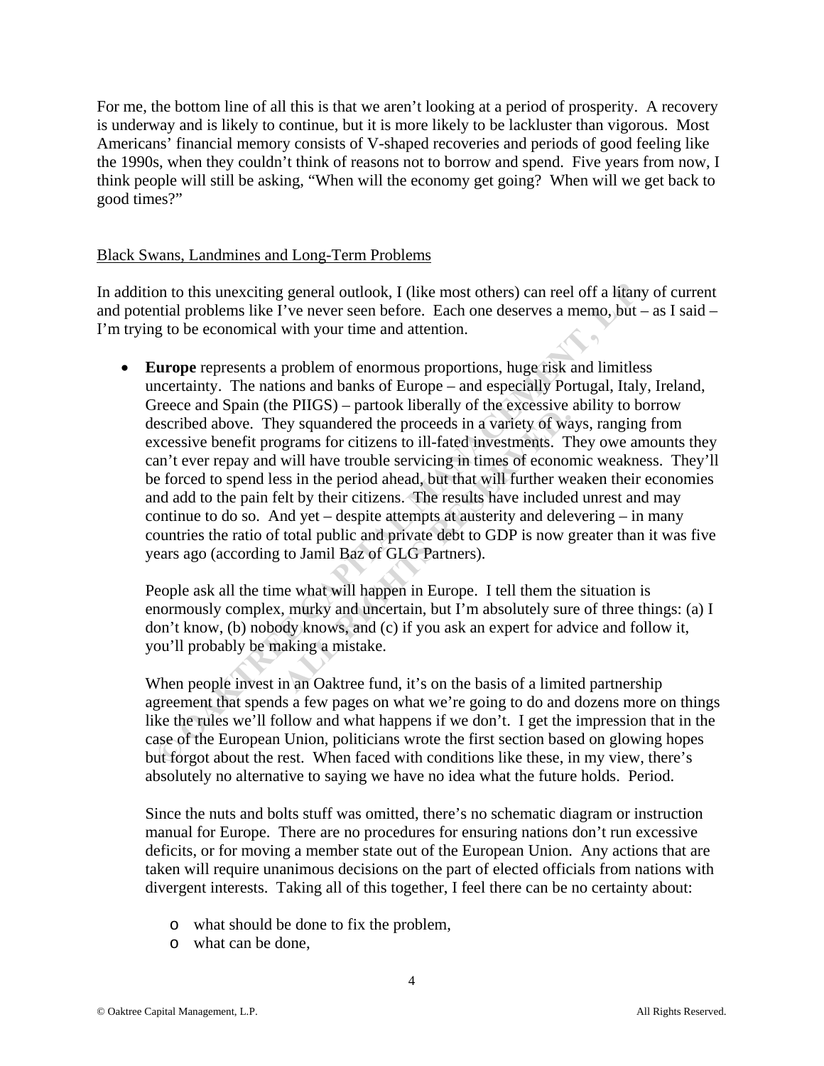For me, the bottom line of all this is that we aren't looking at a period of prosperity. A recovery is underway and is likely to continue, but it is more likely to be lackluster than vigorous. Most Americans' financial memory consists of V-shaped recoveries and periods of good feeling like the 1990s, when they couldn't think of reasons not to borrow and spend. Five years from now, I think people will still be asking, "When will the economy get going? When will we get back to good times?"

## Black Swans, Landmines and Long-Term Problems

In addition to this unexciting general outlook, I (like most others) can reel off a litany of current and potential problems like I've never seen before. Each one deserves a memo, but – as I said – I'm trying to be economical with your time and attention.

- **Europe** represents a problem of enormous proportions, huge risk and limitless uncertainty. The nations and banks of Europe – and especially Portugal, Italy, Ireland, Greece and Spain (the PIIGS) – partook liberally of the excessive ability to borrow described above. They squandered the proceeds in a variety of ways, ranging from excessive benefit programs for citizens to ill-fated investments. They owe amounts they can't ever repay and will have trouble servicing in times of economic weakness. They'll be forced to spend less in the period ahead, but that will further weaken their economies and add to the pain felt by their citizens. The results have included unrest and may continue to do so. And yet – despite attempts at austerity and delevering – in many countries the ratio of total public and private debt to GDP is now greater than it was five years ago (according to Jamil Baz of GLG Partners).

  People ask all the time what will happen in Europe. I tell them the situation is enormously complex, murky and uncertain, but I'm absolutely sure of three things: (a) I don't know, (b) nobody knows, and (c) if you ask an expert for advice and follow it, you'll probably be making a mistake.

  When people invest in an Oaktree fund, it's on the basis of a limited partnership agreement that spends a few pages on what we're going to do and dozens more on things like the rules we'll follow and what happens if we don't. I get the impression that in the case of the European Union, politicians wrote the first section based on glowing hopes but forgot about the rest. When faced with conditions like these, in my view, there's absolutely no alternative to saying we have no idea what the future holds. Period.

  Since the nuts and bolts stuff was omitted, there's no schematic diagram or instruction manual for Europe. There are no procedures for ensuring nations don't run excessive deficits, or for moving a member state out of the European Union. Any actions that are taken will require unanimous decisions on the part of elected officials from nations with divergent interests. Taking all of this together, I feel there can be no certainty about:

  - what should be done to fix the problem,
  - what can be done,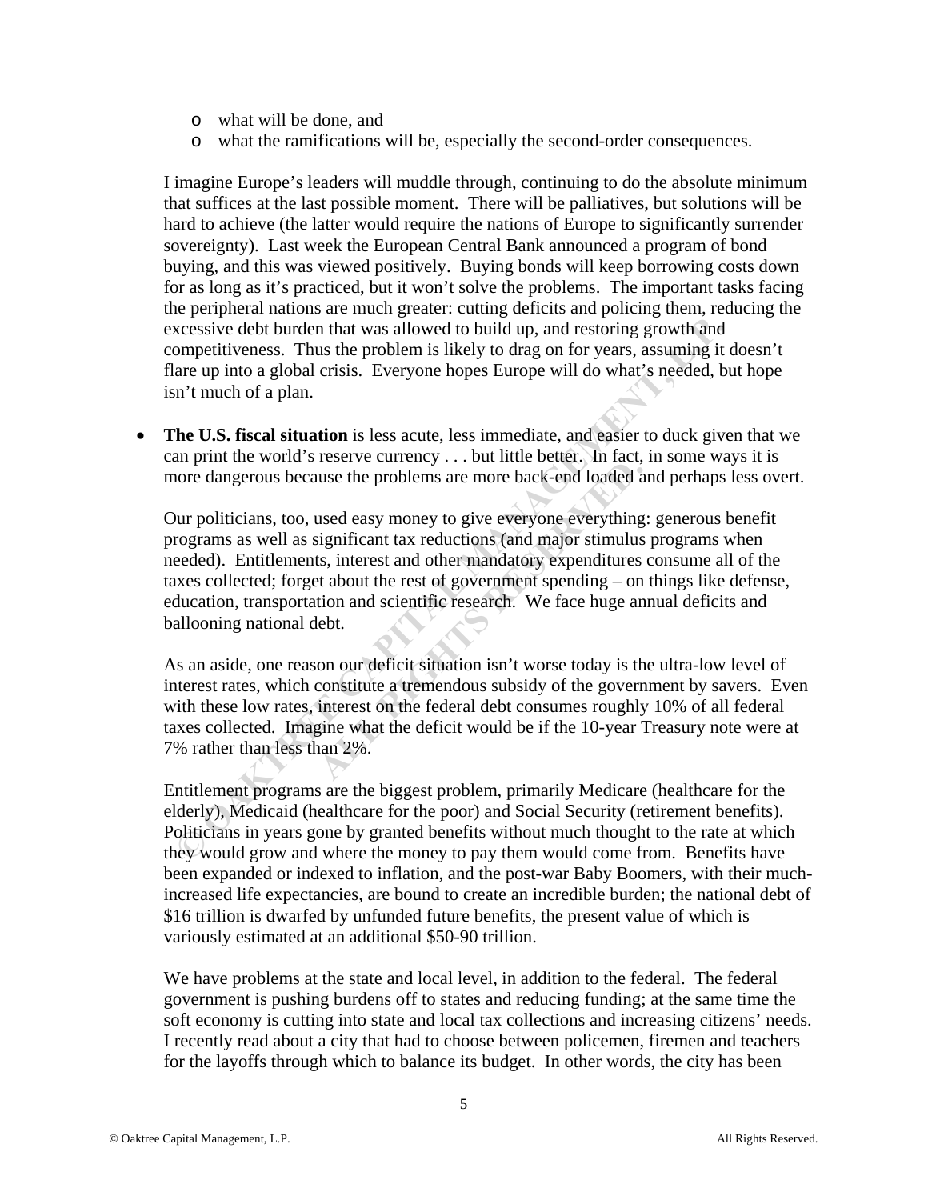- what will be done, and
   - what the ramifications will be, especially the second-order consequences.

  I imagine Europe's leaders will muddle through, continuing to do the absolute minimum that suffices at the last possible moment. There will be palliatives, but solutions will be hard to achieve (the latter would require the nations of Europe to significantly surrender sovereignty). Last week the European Central Bank announced a program of bond buying, and this was viewed positively. Buying bonds will keep borrowing costs down for as long as it's practiced, but it won't solve the problems. The important tasks facing the peripheral nations are much greater: cutting deficits and policing them, reducing the excessive debt burden that was allowed to build up, and restoring growth and competitiveness. Thus the problem is likely to drag on for years, assuming it doesn't flare up into a global crisis. Everyone hopes Europe will do what's needed, but hope isn't much of a plan.

- **The U.S. fiscal situation** is less acute, less immediate, and easier to duck given that we can print the world's reserve currency . . . but little better. In fact, in some ways it is more dangerous because the problems are more back-end loaded and perhaps less overt.

  Our politicians, too, used easy money to give everyone everything: generous benefit programs as well as significant tax reductions (and major stimulus programs when needed). Entitlements, interest and other mandatory expenditures consume all of the taxes collected; forget about the rest of government spending – on things like defense, education, transportation and scientific research. We face huge annual deficits and ballooning national debt.

  As an aside, one reason our deficit situation isn't worse today is the ultra-low level of interest rates, which constitute a tremendous subsidy of the government by savers. Even with these low rates, interest on the federal debt consumes roughly 10% of all federal taxes collected. Imagine what the deficit would be if the 10-year Treasury note were at 7% rather than less than 2%.

  Entitlement programs are the biggest problem, primarily Medicare (healthcare for the elderly), Medicaid (healthcare for the poor) and Social Security (retirement benefits). Politicians in years gone by granted benefits without much thought to the rate at which they would grow and where the money to pay them would come from. Benefits have been expanded or indexed to inflation, and the post-war Baby Boomers, with their much-increased life expectancies, are bound to create an incredible burden; the national debt of $16 trillion is dwarfed by unfunded future benefits, the present value of which is variously estimated at an additional $50-90 trillion.

  We have problems at the state and local level, in addition to the federal. The federal government is pushing burdens off to states and reducing funding; at the same time the soft economy is cutting into state and local tax collections and increasing citizens' needs. I recently read about a city that had to choose between policemen, firemen and teachers for the layoffs through which to balance its budget. In other words, the city has been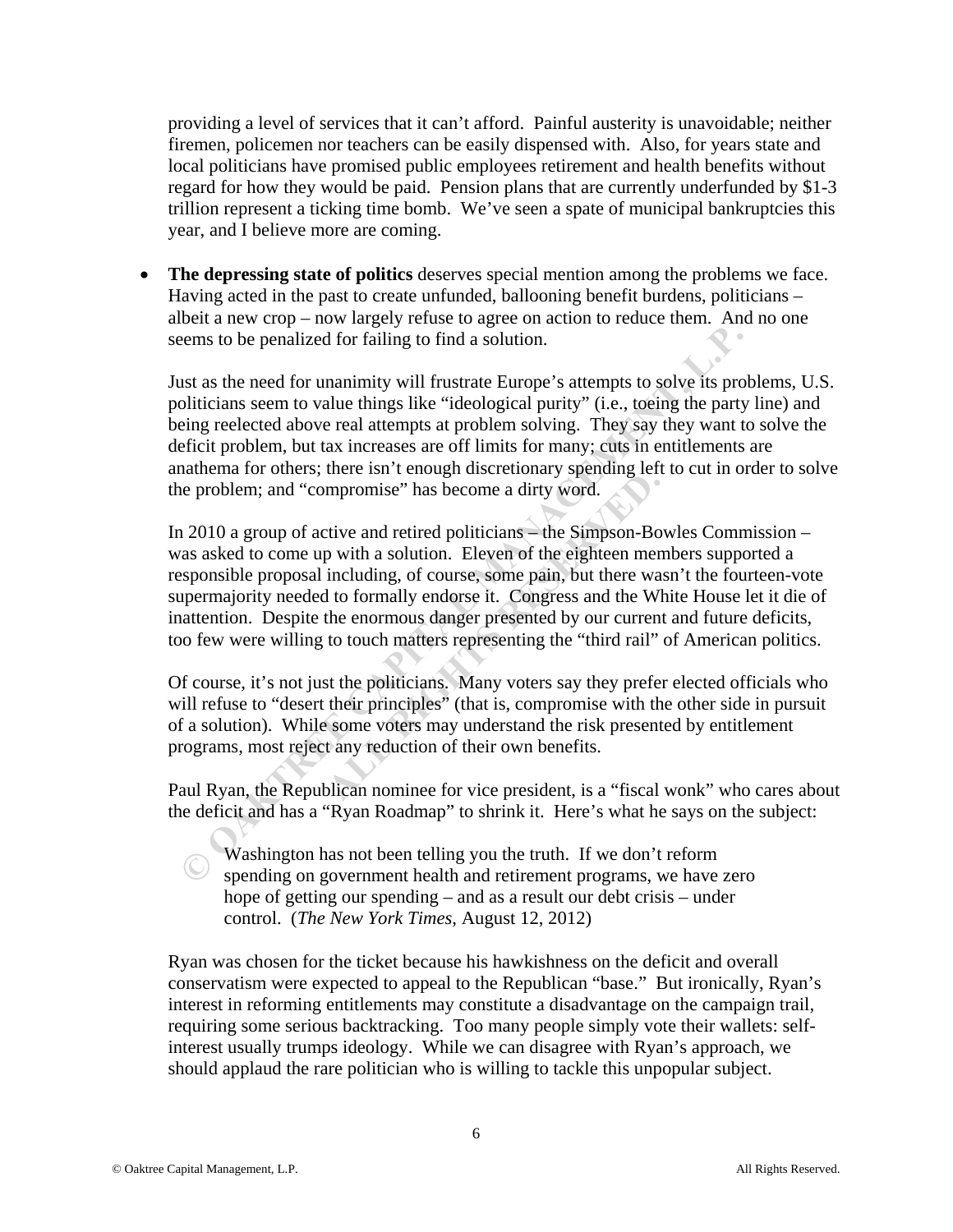providing a level of services that it can't afford. Painful austerity is unavoidable; neither firemen, policemen nor teachers can be easily dispensed with. Also, for years state and local politicians have promised public employees retirement and health benefits without regard for how they would be paid. Pension plans that are currently underfunded by $1-3 trillion represent a ticking time bomb. We've seen a spate of municipal bankruptcies this year, and I believe more are coming.

- **The depressing state of politics** deserves special mention among the problems we face. Having acted in the past to create unfunded, ballooning benefit burdens, politicians – albeit a new crop – now largely refuse to agree on action to reduce them. And no one seems to be penalized for failing to find a solution.

  Just as the need for unanimity will frustrate Europe's attempts to solve its problems, U.S. politicians seem to value things like "ideological purity" (i.e., toeing the party line) and being reelected above real attempts at problem solving. They say they want to solve the deficit problem, but tax increases are off limits for many; cuts in entitlements are anathema for others; there isn't enough discretionary spending left to cut in order to solve the problem; and "compromise" has become a dirty word.

  In 2010 a group of active and retired politicians – the Simpson-Bowles Commission – was asked to come up with a solution. Eleven of the eighteen members supported a responsible proposal including, of course, some pain, but there wasn't the fourteen-vote supermajority needed to formally endorse it. Congress and the White House let it die of inattention. Despite the enormous danger presented by our current and future deficits, too few were willing to touch matters representing the "third rail" of American politics.

  Of course, it's not just the politicians. Many voters say they prefer elected officials who will refuse to "desert their principles" (that is, compromise with the other side in pursuit of a solution). While some voters may understand the risk presented by entitlement programs, most reject any reduction of their own benefits.

  Paul Ryan, the Republican nominee for vice president, is a "fiscal wonk" who cares about the deficit and has a "Ryan Roadmap" to shrink it. Here's what he says on the subject:

  > Washington has not been telling you the truth. If we don't reform spending on government health and retirement programs, we have zero hope of getting our spending – and as a result our debt crisis – under control. (*The New York Times*, August 12, 2012)

  Ryan was chosen for the ticket because his hawkishness on the deficit and overall conservatism were expected to appeal to the Republican "base." But ironically, Ryan's interest in reforming entitlements may constitute a disadvantage on the campaign trail, requiring some serious backtracking. Too many people simply vote their wallets: self-interest usually trumps ideology. While we can disagree with Ryan's approach, we should applaud the rare politician who is willing to tackle this unpopular subject.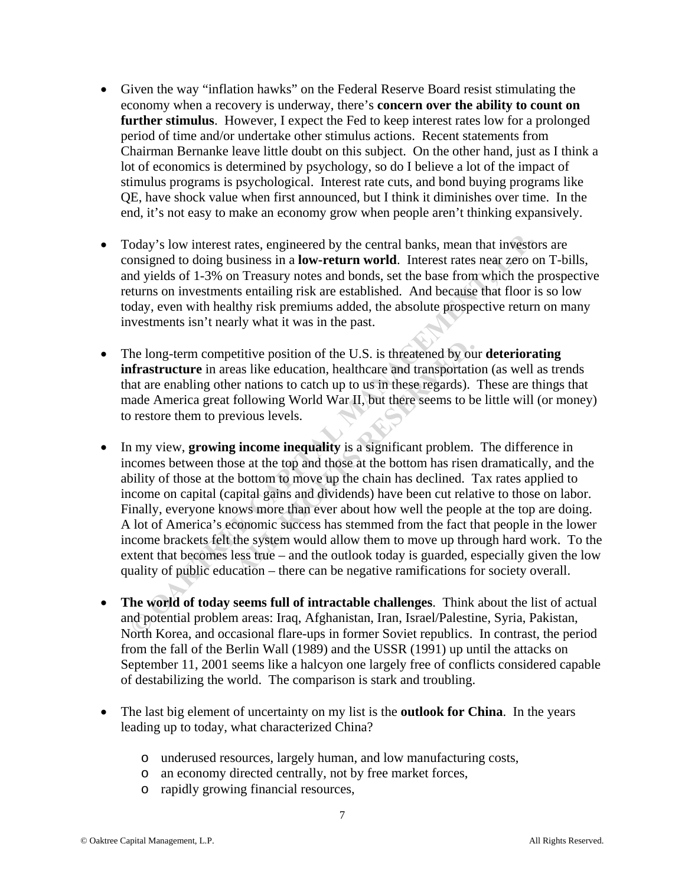- Given the way "inflation hawks" on the Federal Reserve Board resist stimulating the economy when a recovery is underway, there's **concern over the ability to count on further stimulus**. However, I expect the Fed to keep interest rates low for a prolonged period of time and/or undertake other stimulus actions. Recent statements from Chairman Bernanke leave little doubt on this subject. On the other hand, just as I think a lot of economics is determined by psychology, so do I believe a lot of the impact of stimulus programs is psychological. Interest rate cuts, and bond buying programs like QE, have shock value when first announced, but I think it diminishes over time. In the end, it's not easy to make an economy grow when people aren't thinking expansively.

- Today's low interest rates, engineered by the central banks, mean that investors are consigned to doing business in a **low-return world**. Interest rates near zero on T-bills, and yields of 1-3% on Treasury notes and bonds, set the base from which the prospective returns on investments entailing risk are established. And because that floor is so low today, even with healthy risk premiums added, the absolute prospective return on many investments isn't nearly what it was in the past.

- The long-term competitive position of the U.S. is threatened by our **deteriorating infrastructure** in areas like education, healthcare and transportation (as well as trends that are enabling other nations to catch up to us in these regards). These are things that made America great following World War II, but there seems to be little will (or money) to restore them to previous levels.

- In my view, **growing income inequality** is a significant problem. The difference in incomes between those at the top and those at the bottom has risen dramatically, and the ability of those at the bottom to move up the chain has declined. Tax rates applied to income on capital (capital gains and dividends) have been cut relative to those on labor. Finally, everyone knows more than ever about how well the people at the top are doing. A lot of America's economic success has stemmed from the fact that people in the lower income brackets felt the system would allow them to move up through hard work. To the extent that becomes less true – and the outlook today is guarded, especially given the low quality of public education – there can be negative ramifications for society overall.

- **The world of today seems full of intractable challenges**. Think about the list of actual and potential problem areas: Iraq, Afghanistan, Iran, Israel/Palestine, Syria, Pakistan, North Korea, and occasional flare-ups in former Soviet republics. In contrast, the period from the fall of the Berlin Wall (1989) and the USSR (1991) up until the attacks on September 11, 2001 seems like a halcyon one largely free of conflicts considered capable of destabilizing the world. The comparison is stark and troubling.

- The last big element of uncertainty on my list is the **outlook for China**. In the years leading up to today, what characterized China?

  - underused resources, largely human, and low manufacturing costs,
  - an economy directed centrally, not by free market forces,
  - rapidly growing financial resources,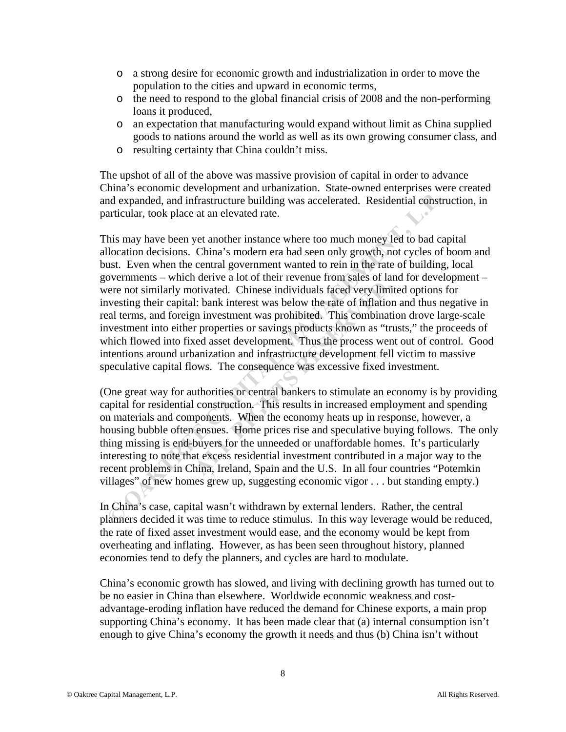- a strong desire for economic growth and industrialization in order to move the population to the cities and upward in economic terms,
- the need to respond to the global financial crisis of 2008 and the non-performing loans it produced,
- an expectation that manufacturing would expand without limit as China supplied goods to nations around the world as well as its own growing consumer class, and
- resulting certainty that China couldn't miss.

The upshot of all of the above was massive provision of capital in order to advance China's economic development and urbanization. State-owned enterprises were created and expanded, and infrastructure building was accelerated. Residential construction, in particular, took place at an elevated rate.

This may have been yet another instance where too much money led to bad capital allocation decisions. China's modern era had seen only growth, not cycles of boom and bust. Even when the central government wanted to rein in the rate of building, local governments – which derive a lot of their revenue from sales of land for development – were not similarly motivated. Chinese individuals faced very limited options for investing their capital: bank interest was below the rate of inflation and thus negative in real terms, and foreign investment was prohibited. This combination drove large-scale investment into either properties or savings products known as "trusts," the proceeds of which flowed into fixed asset development. Thus the process went out of control. Good intentions around urbanization and infrastructure development fell victim to massive speculative capital flows. The consequence was excessive fixed investment.

(One great way for authorities or central bankers to stimulate an economy is by providing capital for residential construction. This results in increased employment and spending on materials and components. When the economy heats up in response, however, a housing bubble often ensues. Home prices rise and speculative buying follows. The only thing missing is end-buyers for the unneeded or unaffordable homes. It's particularly interesting to note that excess residential investment contributed in a major way to the recent problems in China, Ireland, Spain and the U.S. In all four countries "Potemkin villages" of new homes grew up, suggesting economic vigor . . . but standing empty.)

In China's case, capital wasn't withdrawn by external lenders. Rather, the central planners decided it was time to reduce stimulus. In this way leverage would be reduced, the rate of fixed asset investment would ease, and the economy would be kept from overheating and inflating. However, as has been seen throughout history, planned economies tend to defy the planners, and cycles are hard to modulate.

China's economic growth has slowed, and living with declining growth has turned out to be no easier in China than elsewhere. Worldwide economic weakness and cost-advantage-eroding inflation have reduced the demand for Chinese exports, a main prop supporting China's economy. It has been made clear that (a) internal consumption isn't enough to give China's economy the growth it needs and thus (b) China isn't without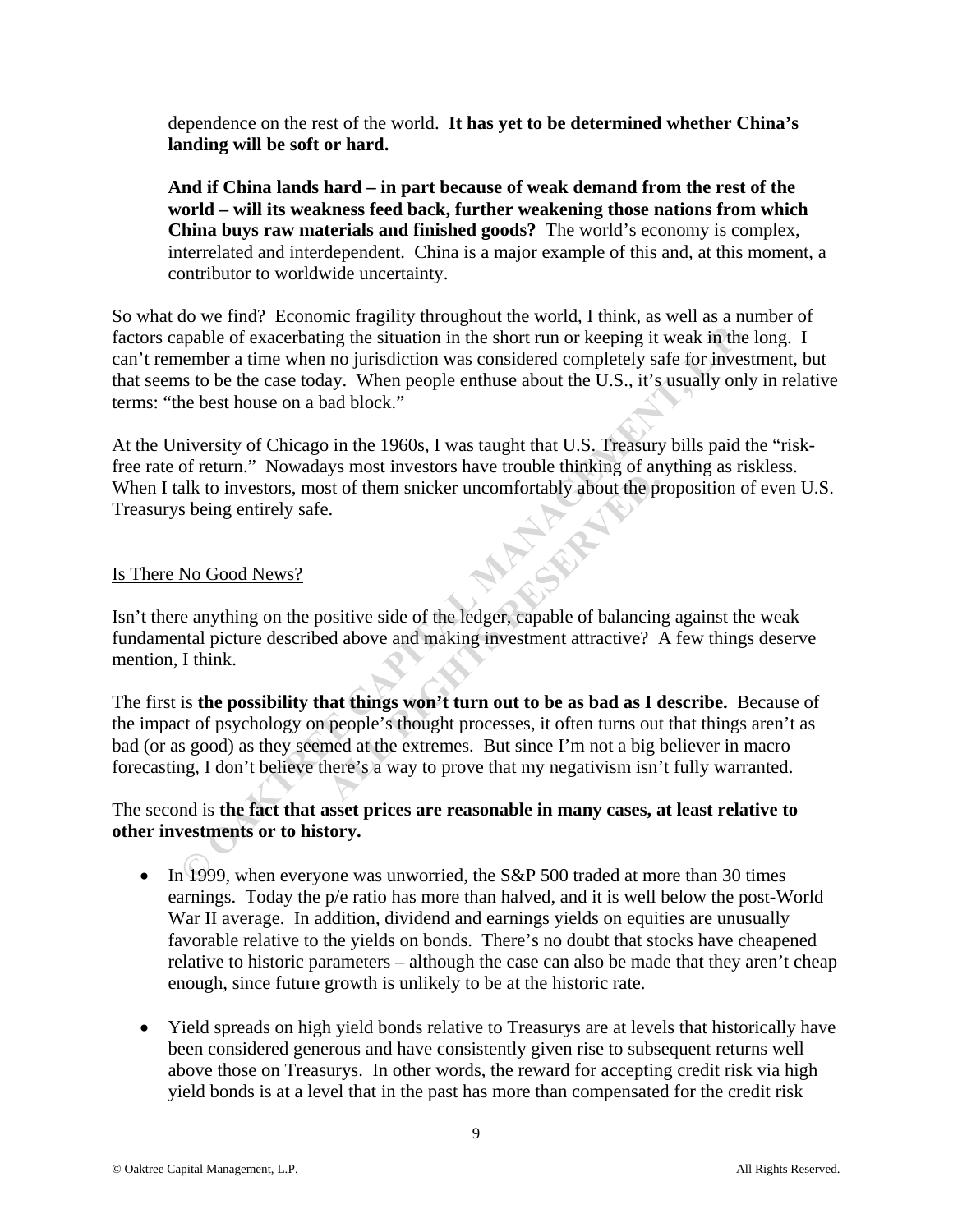dependence on the rest of the world. **It has yet to be determined whether China's landing will be soft or hard.**

**And if China lands hard – in part because of weak demand from the rest of the world – will its weakness feed back, further weakening those nations from which China buys raw materials and finished goods?** The world's economy is complex, interrelated and interdependent. China is a major example of this and, at this moment, a contributor to worldwide uncertainty.

So what do we find? Economic fragility throughout the world, I think, as well as a number of factors capable of exacerbating the situation in the short run or keeping it weak in the long. I can't remember a time when no jurisdiction was considered completely safe for investment, but that seems to be the case today. When people enthuse about the U.S., it's usually only in relative terms: "the best house on a bad block."

At the University of Chicago in the 1960s, I was taught that U.S. Treasury bills paid the "risk-free rate of return." Nowadays most investors have trouble thinking of anything as riskless. When I talk to investors, most of them snicker uncomfortably about the proposition of even U.S. Treasurys being entirely safe.

## Is There No Good News?

Isn't there anything on the positive side of the ledger, capable of balancing against the weak fundamental picture described above and making investment attractive? A few things deserve mention, I think.

The first is **the possibility that things won't turn out to be as bad as I describe.** Because of the impact of psychology on people's thought processes, it often turns out that things aren't as bad (or as good) as they seemed at the extremes. But since I'm not a big believer in macro forecasting, I don't believe there's a way to prove that my negativism isn't fully warranted.

The second is **the fact that asset prices are reasonable in many cases, at least relative to other investments or to history.**

- In 1999, when everyone was unworried, the S&P 500 traded at more than 30 times earnings. Today the p/e ratio has more than halved, and it is well below the post-World War II average. In addition, dividend and earnings yields on equities are unusually favorable relative to the yields on bonds. There's no doubt that stocks have cheapened relative to historic parameters – although the case can also be made that they aren't cheap enough, since future growth is unlikely to be at the historic rate.

- Yield spreads on high yield bonds relative to Treasurys are at levels that historically have been considered generous and have consistently given rise to subsequent returns well above those on Treasurys. In other words, the reward for accepting credit risk via high yield bonds is at a level that in the past has more than compensated for the credit risk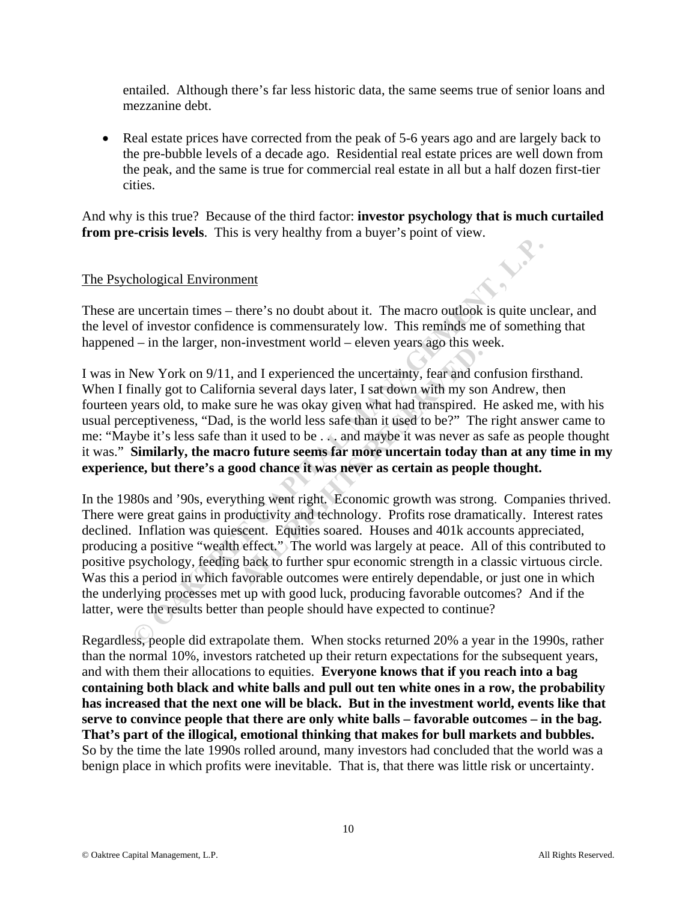entailed. Although there's far less historic data, the same seems true of senior loans and mezzanine debt.

- Real estate prices have corrected from the peak of 5-6 years ago and are largely back to the pre-bubble levels of a decade ago. Residential real estate prices are well down from the peak, and the same is true for commercial real estate in all but a half dozen first-tier cities.

And why is this true? Because of the third factor: **investor psychology that is much curtailed from pre-crisis levels**. This is very healthy from a buyer's point of view.

## The Psychological Environment

These are uncertain times – there's no doubt about it. The macro outlook is quite unclear, and the level of investor confidence is commensurately low. This reminds me of something that happened – in the larger, non-investment world – eleven years ago this week.

I was in New York on 9/11, and I experienced the uncertainty, fear and confusion firsthand. When I finally got to California several days later, I sat down with my son Andrew, then fourteen years old, to make sure he was okay given what had transpired. He asked me, with his usual perceptiveness, "Dad, is the world less safe than it used to be?" The right answer came to me: "Maybe it's less safe than it used to be . . . and maybe it was never as safe as people thought it was." **Similarly, the macro future seems far more uncertain today than at any time in my experience, but there's a good chance it was never as certain as people thought.**

In the 1980s and '90s, everything went right. Economic growth was strong. Companies thrived. There were great gains in productivity and technology. Profits rose dramatically. Interest rates declined. Inflation was quiescent. Equities soared. Houses and 401k accounts appreciated, producing a positive "wealth effect." The world was largely at peace. All of this contributed to positive psychology, feeding back to further spur economic strength in a classic virtuous circle. Was this a period in which favorable outcomes were entirely dependable, or just one in which the underlying processes met up with good luck, producing favorable outcomes? And if the latter, were the results better than people should have expected to continue?

Regardless, people did extrapolate them. When stocks returned 20% a year in the 1990s, rather than the normal 10%, investors ratcheted up their return expectations for the subsequent years, and with them their allocations to equities. **Everyone knows that if you reach into a bag containing both black and white balls and pull out ten white ones in a row, the probability has increased that the next one will be black. But in the investment world, events like that serve to convince people that there are only white balls – favorable outcomes – in the bag. That's part of the illogical, emotional thinking that makes for bull markets and bubbles.** So by the time the late 1990s rolled around, many investors had concluded that the world was a benign place in which profits were inevitable. That is, that there was little risk or uncertainty.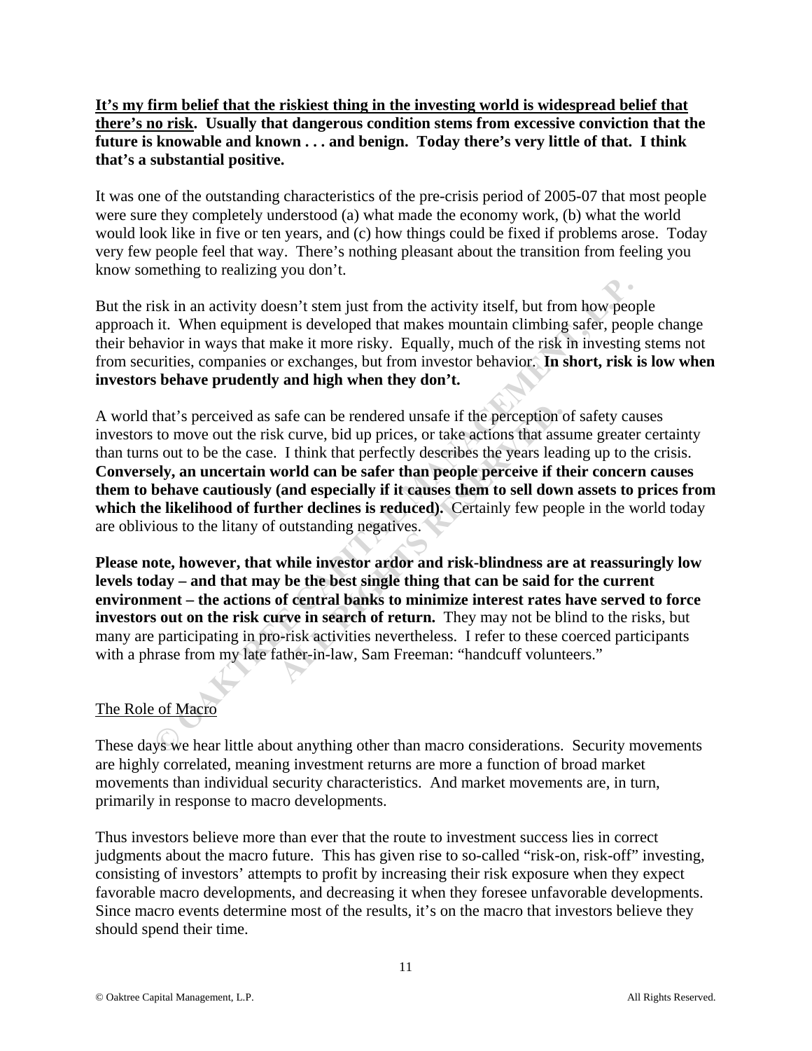**<u>It's my firm belief that the riskiest thing in the investing world is widespread belief that there's no risk</u>. Usually that dangerous condition stems from excessive conviction that the future is knowable and known . . . and benign. Today there's very little of that. I think that's a substantial positive.**

It was one of the outstanding characteristics of the pre-crisis period of 2005-07 that most people were sure they completely understood (a) what made the economy work, (b) what the world would look like in five or ten years, and (c) how things could be fixed if problems arose. Today very few people feel that way. There's nothing pleasant about the transition from feeling you know something to realizing you don't.

But the risk in an activity doesn't stem just from the activity itself, but from how people approach it. When equipment is developed that makes mountain climbing safer, people change their behavior in ways that make it more risky. Equally, much of the risk in investing stems not from securities, companies or exchanges, but from investor behavior. **In short, risk is low when investors behave prudently and high when they don't.**

A world that's perceived as safe can be rendered unsafe if the perception of safety causes investors to move out the risk curve, bid up prices, or take actions that assume greater certainty than turns out to be the case. I think that perfectly describes the years leading up to the crisis. **Conversely, an uncertain world can be safer than people perceive if their concern causes them to behave cautiously (and especially if it causes them to sell down assets to prices from which the likelihood of further declines is reduced).** Certainly few people in the world today are oblivious to the litany of outstanding negatives.

**Please note, however, that while investor ardor and risk-blindness are at reassuringly low levels today – and that may be the best single thing that can be said for the current environment – the actions of central banks to minimize interest rates have served to force investors out on the risk curve in search of return.** They may not be blind to the risks, but many are participating in pro-risk activities nevertheless. I refer to these coerced participants with a phrase from my late father-in-law, Sam Freeman: "handcuff volunteers."

## <u>The Role of Macro</u>

These days we hear little about anything other than macro considerations. Security movements are highly correlated, meaning investment returns are more a function of broad market movements than individual security characteristics. And market movements are, in turn, primarily in response to macro developments.

Thus investors believe more than ever that the route to investment success lies in correct judgments about the macro future. This has given rise to so-called "risk-on, risk-off" investing, consisting of investors' attempts to profit by increasing their risk exposure when they expect favorable macro developments, and decreasing it when they foresee unfavorable developments. Since macro events determine most of the results, it's on the macro that investors believe they should spend their time.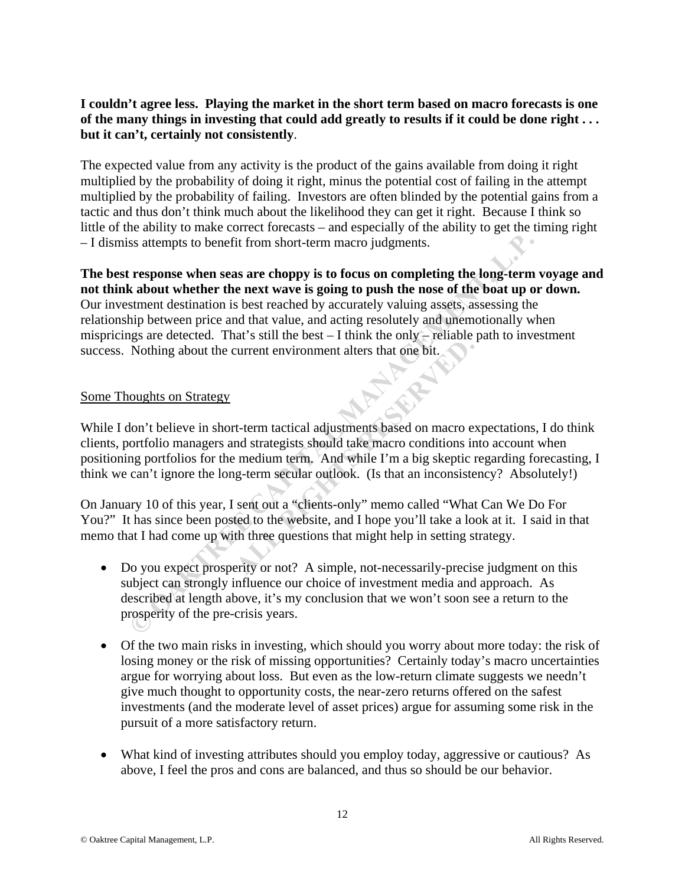**I couldn't agree less. Playing the market in the short term based on macro forecasts is one of the many things in investing that could add greatly to results if it could be done right . . . but it can't, certainly not consistently**.

The expected value from any activity is the product of the gains available from doing it right multiplied by the probability of doing it right, minus the potential cost of failing in the attempt multiplied by the probability of failing. Investors are often blinded by the potential gains from a tactic and thus don't think much about the likelihood they can get it right. Because I think so little of the ability to make correct forecasts – and especially of the ability to get the timing right – I dismiss attempts to benefit from short-term macro judgments.

**The best response when seas are choppy is to focus on completing the long-term voyage and not think about whether the next wave is going to push the nose of the boat up or down.** Our investment destination is best reached by accurately valuing assets, assessing the relationship between price and that value, and acting resolutely and unemotionally when mispricings are detected. That's still the best – I think the only – reliable path to investment success. Nothing about the current environment alters that one bit.

## Some Thoughts on Strategy

While I don't believe in short-term tactical adjustments based on macro expectations, I do think clients, portfolio managers and strategists should take macro conditions into account when positioning portfolios for the medium term. And while I'm a big skeptic regarding forecasting, I think we can't ignore the long-term secular outlook. (Is that an inconsistency? Absolutely!)

On January 10 of this year, I sent out a "clients-only" memo called "What Can We Do For You?" It has since been posted to the website, and I hope you'll take a look at it. I said in that memo that I had come up with three questions that might help in setting strategy.

- Do you expect prosperity or not? A simple, not-necessarily-precise judgment on this subject can strongly influence our choice of investment media and approach. As described at length above, it's my conclusion that we won't soon see a return to the prosperity of the pre-crisis years.

- Of the two main risks in investing, which should you worry about more today: the risk of losing money or the risk of missing opportunities? Certainly today's macro uncertainties argue for worrying about loss. But even as the low-return climate suggests we needn't give much thought to opportunity costs, the near-zero returns offered on the safest investments (and the moderate level of asset prices) argue for assuming some risk in the pursuit of a more satisfactory return.

- What kind of investing attributes should you employ today, aggressive or cautious? As above, I feel the pros and cons are balanced, and thus so should be our behavior.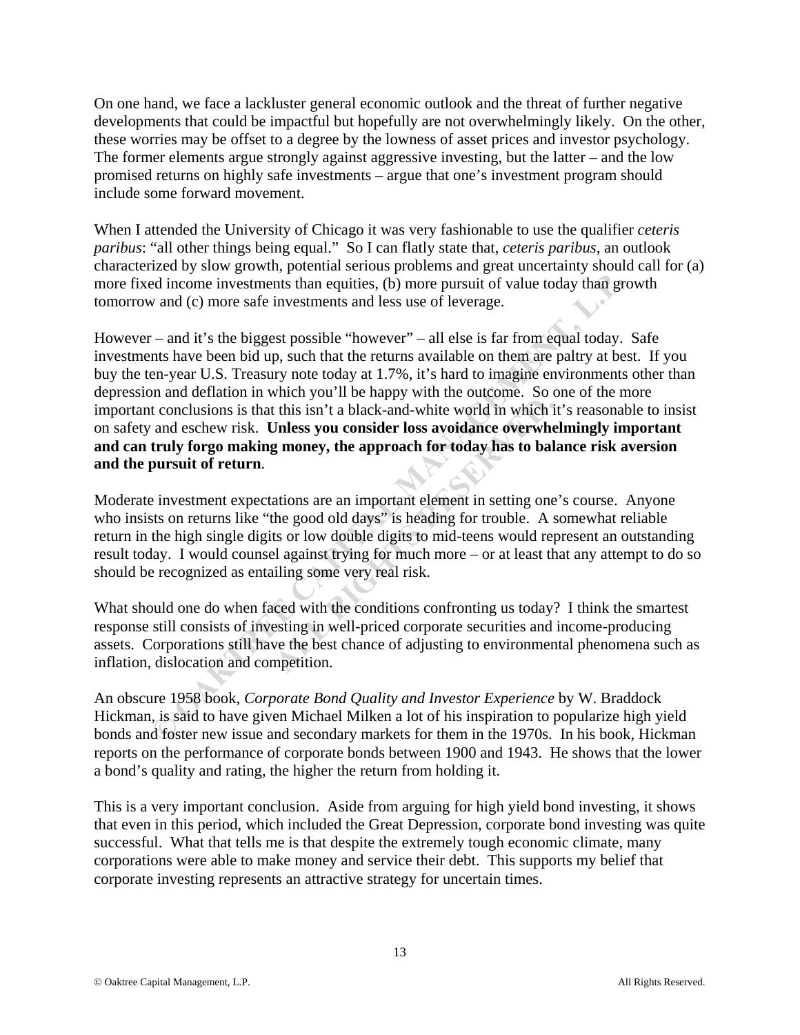On one hand, we face a lackluster general economic outlook and the threat of further negative developments that could be impactful but hopefully are not overwhelmingly likely. On the other, these worries may be offset to a degree by the lowness of asset prices and investor psychology. The former elements argue strongly against aggressive investing, but the latter – and the low promised returns on highly safe investments – argue that one's investment program should include some forward movement.

When I attended the University of Chicago it was very fashionable to use the qualifier *ceteris paribus*: "all other things being equal." So I can flatly state that, *ceteris paribus*, an outlook characterized by slow growth, potential serious problems and great uncertainty should call for (a) more fixed income investments than equities, (b) more pursuit of value today than growth tomorrow and (c) more safe investments and less use of leverage.

However – and it's the biggest possible "however" – all else is far from equal today. Safe investments have been bid up, such that the returns available on them are paltry at best. If you buy the ten-year U.S. Treasury note today at 1.7%, it's hard to imagine environments other than depression and deflation in which you'll be happy with the outcome. So one of the more important conclusions is that this isn't a black-and-white world in which it's reasonable to insist on safety and eschew risk. **Unless you consider loss avoidance overwhelmingly important and can truly forgo making money, the approach for today has to balance risk aversion and the pursuit of return**.

Moderate investment expectations are an important element in setting one's course. Anyone who insists on returns like "the good old days" is heading for trouble. A somewhat reliable return in the high single digits or low double digits to mid-teens would represent an outstanding result today. I would counsel against trying for much more – or at least that any attempt to do so should be recognized as entailing some very real risk.

What should one do when faced with the conditions confronting us today? I think the smartest response still consists of investing in well-priced corporate securities and income-producing assets. Corporations still have the best chance of adjusting to environmental phenomena such as inflation, dislocation and competition.

An obscure 1958 book, *Corporate Bond Quality and Investor Experience* by W. Braddock Hickman, is said to have given Michael Milken a lot of his inspiration to popularize high yield bonds and foster new issue and secondary markets for them in the 1970s. In his book, Hickman reports on the performance of corporate bonds between 1900 and 1943. He shows that the lower a bond's quality and rating, the higher the return from holding it.

This is a very important conclusion. Aside from arguing for high yield bond investing, it shows that even in this period, which included the Great Depression, corporate bond investing was quite successful. What that tells me is that despite the extremely tough economic climate, many corporations were able to make money and service their debt. This supports my belief that corporate investing represents an attractive strategy for uncertain times.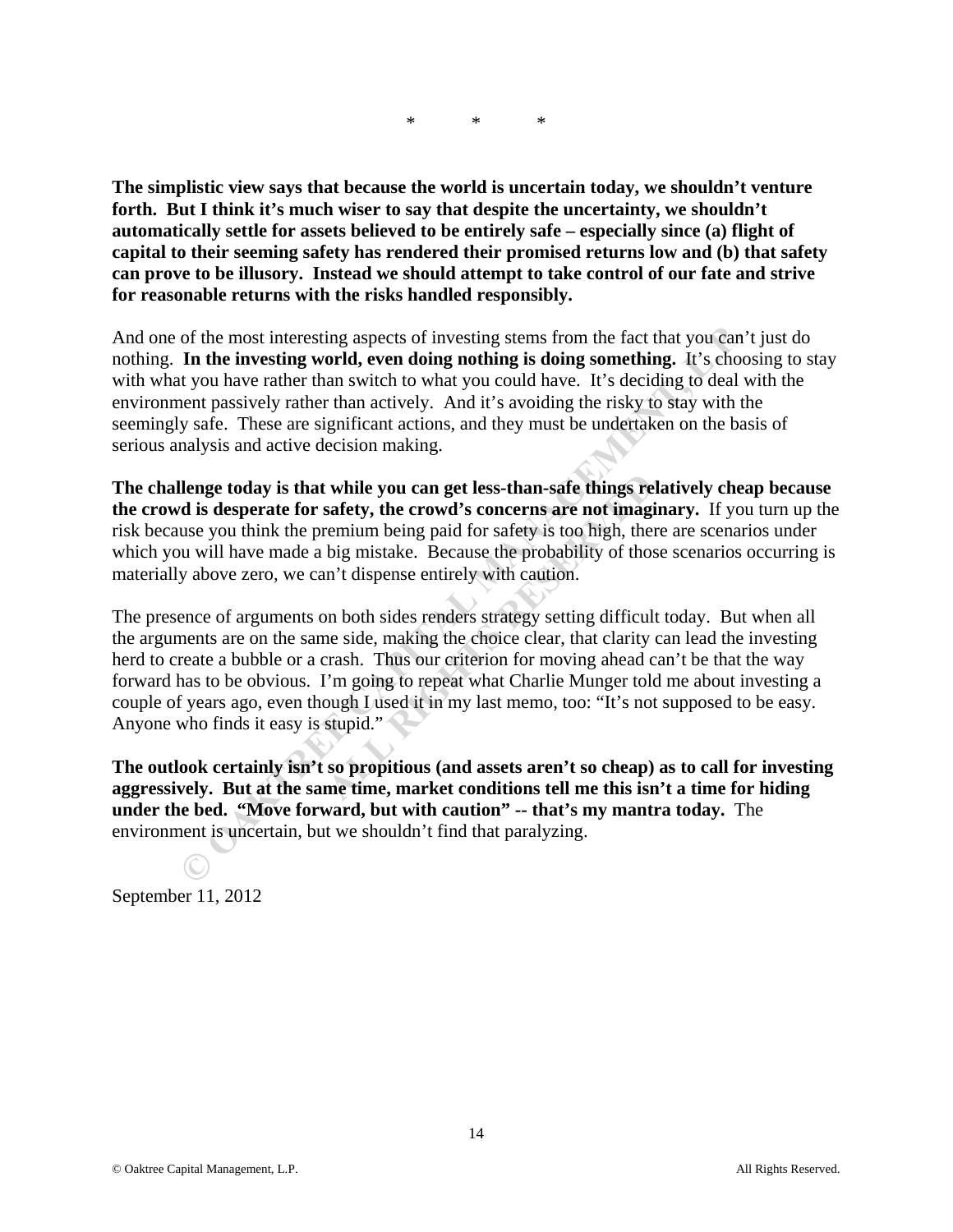\*          \*          \*

**The simplistic view says that because the world is uncertain today, we shouldn't venture forth. But I think it's much wiser to say that despite the uncertainty, we shouldn't automatically settle for assets believed to be entirely safe – especially since (a) flight of capital to their seeming safety has rendered their promised returns low and (b) that safety can prove to be illusory. Instead we should attempt to take control of our fate and strive for reasonable returns with the risks handled responsibly.**

And one of the most interesting aspects of investing stems from the fact that you can't just do nothing. **In the investing world, even doing nothing is doing something.** It's choosing to stay with what you have rather than switch to what you could have. It's deciding to deal with the environment passively rather than actively. And it's avoiding the risky to stay with the seemingly safe. These are significant actions, and they must be undertaken on the basis of serious analysis and active decision making.

**The challenge today is that while you can get less-than-safe things relatively cheap because the crowd is desperate for safety, the crowd's concerns are not imaginary.** If you turn up the risk because you think the premium being paid for safety is too high, there are scenarios under which you will have made a big mistake. Because the probability of those scenarios occurring is materially above zero, we can't dispense entirely with caution.

The presence of arguments on both sides renders strategy setting difficult today. But when all the arguments are on the same side, making the choice clear, that clarity can lead the investing herd to create a bubble or a crash. Thus our criterion for moving ahead can't be that the way forward has to be obvious. I'm going to repeat what Charlie Munger told me about investing a couple of years ago, even though I used it in my last memo, too: "It's not supposed to be easy. Anyone who finds it easy is stupid."

**The outlook certainly isn't so propitious (and assets aren't so cheap) as to call for investing aggressively. But at the same time, market conditions tell me this isn't a time for hiding under the bed. "Move forward, but with caution" -- that's my mantra today.** The environment is uncertain, but we shouldn't find that paralyzing.

September 11, 2012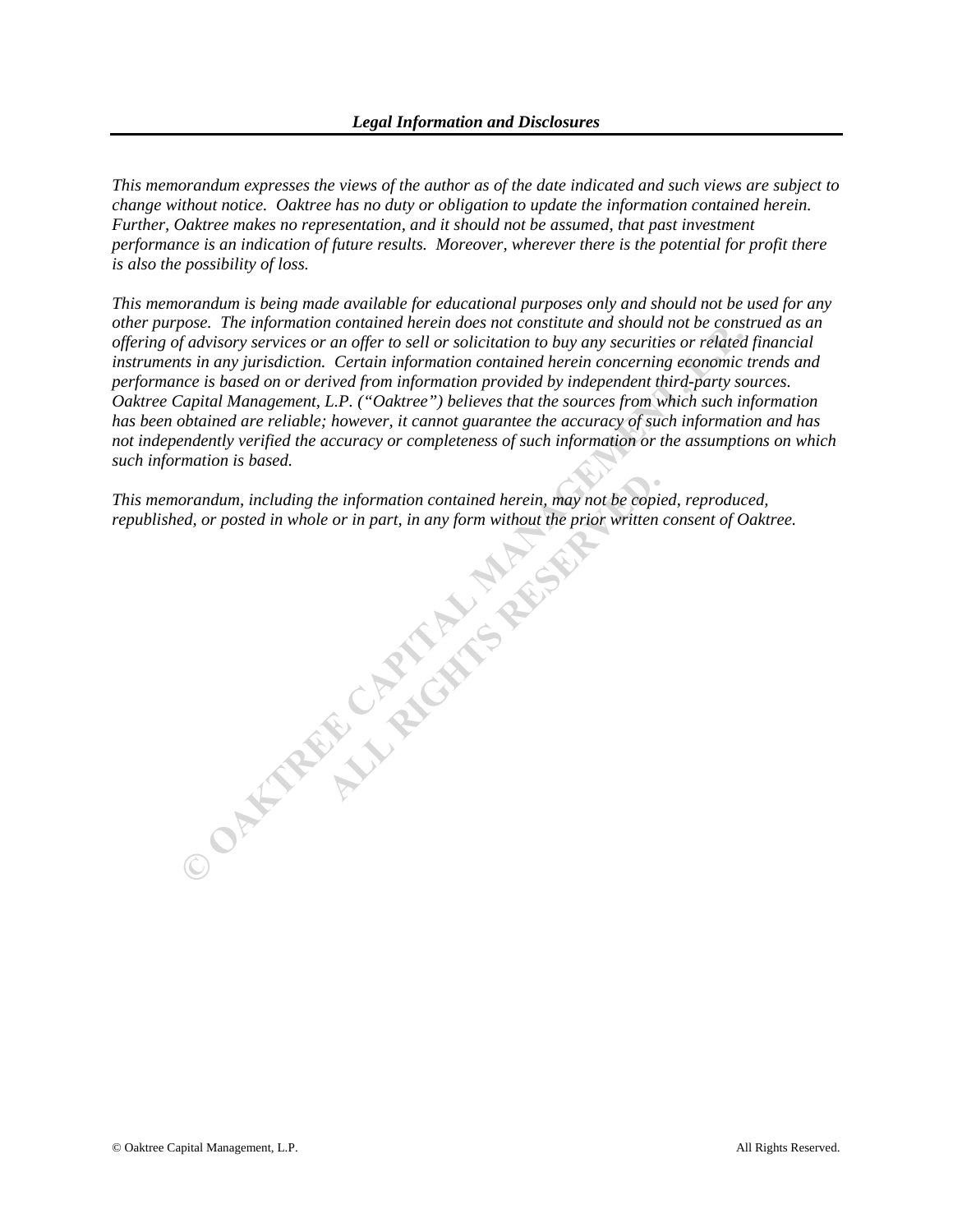## *Legal Information and Disclosures*

*This memorandum expresses the views of the author as of the date indicated and such views are subject to change without notice. Oaktree has no duty or obligation to update the information contained herein. Further, Oaktree makes no representation, and it should not be assumed, that past investment performance is an indication of future results. Moreover, wherever there is the potential for profit there is also the possibility of loss.*

*This memorandum is being made available for educational purposes only and should not be used for any other purpose. The information contained herein does not constitute and should not be construed as an offering of advisory services or an offer to sell or solicitation to buy any securities or related financial instruments in any jurisdiction. Certain information contained herein concerning economic trends and performance is based on or derived from information provided by independent third-party sources. Oaktree Capital Management, L.P. ("Oaktree") believes that the sources from which such information has been obtained are reliable; however, it cannot guarantee the accuracy of such information and has not independently verified the accuracy or completeness of such information or the assumptions on which such information is based.*

*This memorandum, including the information contained herein, may not be copied, reproduced, republished, or posted in whole or in part, in any form without the prior written consent of Oaktree.*